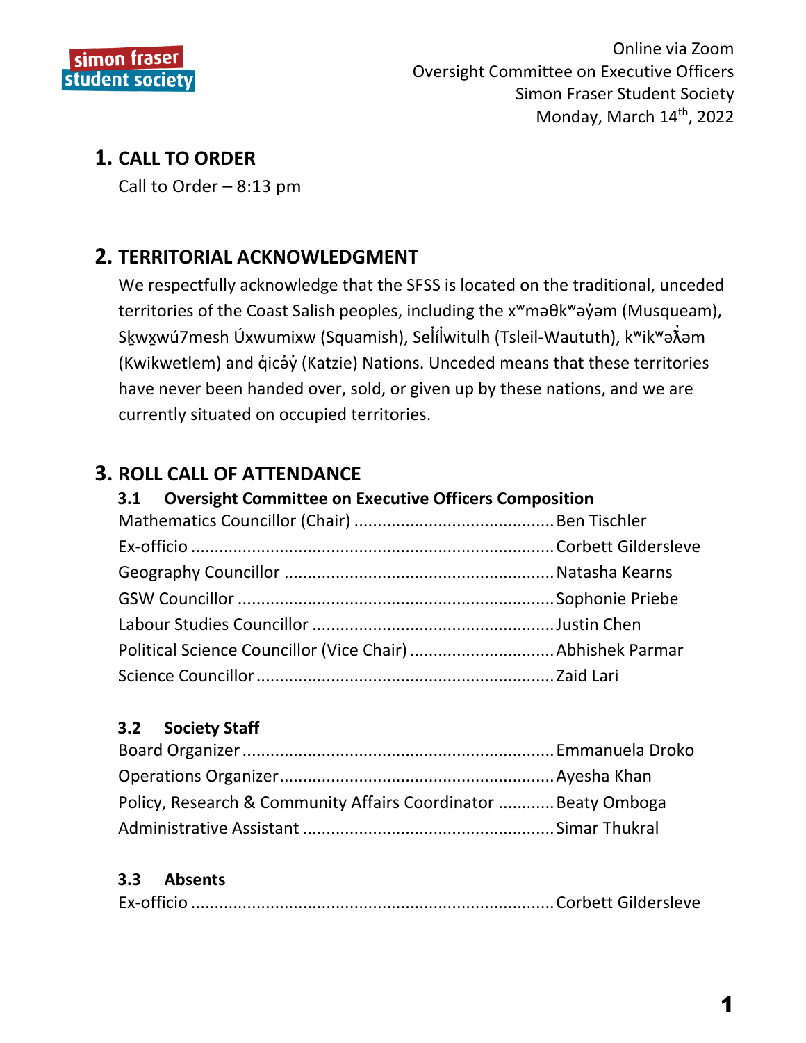simon fraser student society

Online via Zoom
Oversight Committee on Executive Officers
Simon Fraser Student Society
Monday, March 14th, 2022

## 1. CALL TO ORDER

Call to Order – 8:13 pm

## 2. TERRITORIAL ACKNOWLEDGMENT

We respectfully acknowledge that the SFSS is located on the traditional, unceded territories of the Coast Salish peoples, including the xʷməθkʷəy̓əm (Musqueam), Sḵwx̱wú7mesh Úxwumixw (Squamish), Selílwitulh (Tsleil-Waututh), kʷikʷəƛ̓əm (Kwikwetlem) and q̓icə̓y̓ (Katzie) Nations. Unceded means that these territories have never been handed over, sold, or given up by these nations, and we are currently situated on occupied territories.

## 3. ROLL CALL OF ATTENDANCE

### 3.1 Oversight Committee on Executive Officers Composition

Mathematics Councillor (Chair) .......... Ben Tischler
Ex-officio .......... Corbett Gildersleve
Geography Councillor .......... Natasha Kearns
GSW Councillor .......... Sophonie Priebe
Labour Studies Councillor .......... Justin Chen
Political Science Councillor (Vice Chair) .......... Abhishek Parmar
Science Councillor .......... Zaid Lari

### 3.2 Society Staff

Board Organizer .......... Emmanuela Droko
Operations Organizer .......... Ayesha Khan
Policy, Research & Community Affairs Coordinator .......... Beaty Omboga
Administrative Assistant .......... Simar Thukral

### 3.3 Absents

Ex-officio .......... Corbett Gildersleve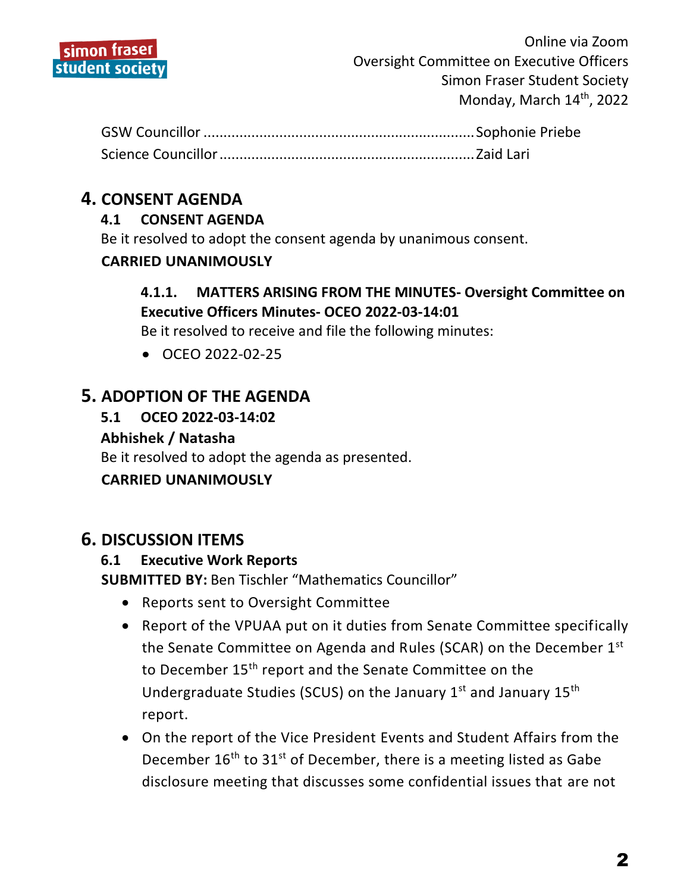GSW Councillor .................................................................... Sophonie Priebe
Science Councillor ............................................................... Zaid Lari

## 4. CONSENT AGENDA

### 4.1 CONSENT AGENDA

Be it resolved to adopt the consent agenda by unanimous consent.

**CARRIED UNANIMOUSLY**

#### 4.1.1. MATTERS ARISING FROM THE MINUTES- Oversight Committee on Executive Officers Minutes- OCEO 2022-03-14:01

Be it resolved to receive and file the following minutes:

- OCEO 2022-02-25

## 5. ADOPTION OF THE AGENDA

### 5.1 OCEO 2022-03-14:02

**Abhishek / Natasha**

Be it resolved to adopt the agenda as presented.

**CARRIED UNANIMOUSLY**

## 6. DISCUSSION ITEMS

### 6.1 Executive Work Reports

**SUBMITTED BY:** Ben Tischler "Mathematics Councillor"

- Reports sent to Oversight Committee
- Report of the VPUAA put on it duties from Senate Committee specifically the Senate Committee on Agenda and Rules (SCAR) on the December 1st to December 15th report and the Senate Committee on the Undergraduate Studies (SCUS) on the January 1st and January 15th report.
- On the report of the Vice President Events and Student Affairs from the December 16th to 31st of December, there is a meeting listed as Gabe disclosure meeting that discusses some confidential issues that are not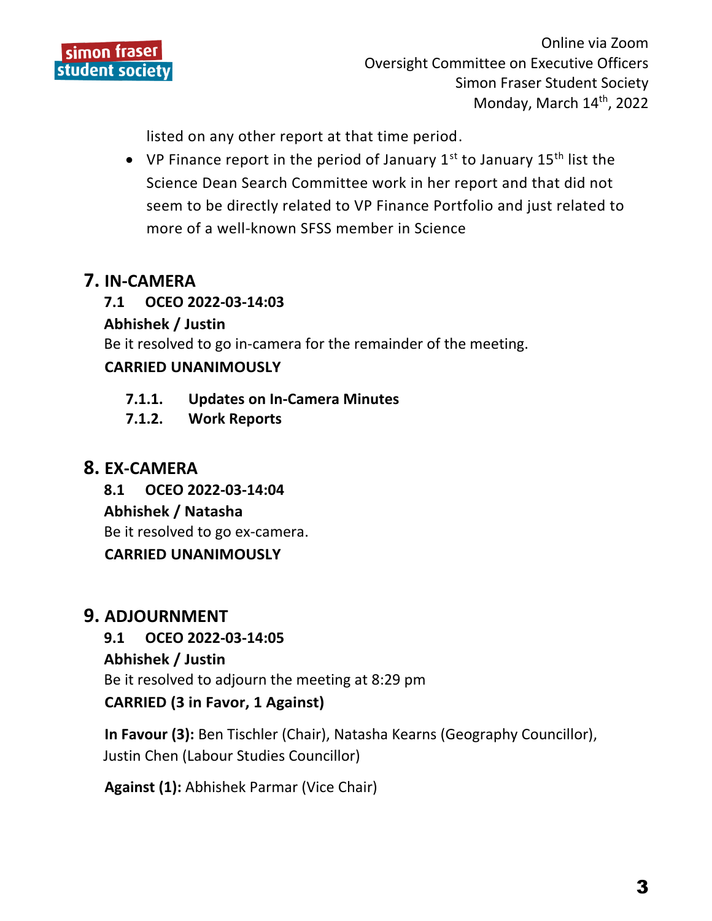listed on any other report at that time period.

- VP Finance report in the period of January 1st to January 15th list the Science Dean Search Committee work in her report and that did not seem to be directly related to VP Finance Portfolio and just related to more of a well-known SFSS member in Science

## 7. IN-CAMERA

**7.1 OCEO 2022-03-14:03**

**Abhishek / Justin**

Be it resolved to go in-camera for the remainder of the meeting.

**CARRIED UNANIMOUSLY**

**7.1.1. Updates on In-Camera Minutes**

**7.1.2. Work Reports**

## 8. EX-CAMERA

**8.1 OCEO 2022-03-14:04**

**Abhishek / Natasha**

Be it resolved to go ex-camera.

**CARRIED UNANIMOUSLY**

## 9. ADJOURNMENT

**9.1 OCEO 2022-03-14:05**

**Abhishek / Justin**

Be it resolved to adjourn the meeting at 8:29 pm

**CARRIED (3 in Favor, 1 Against)**

**In Favour (3):** Ben Tischler (Chair), Natasha Kearns (Geography Councillor), Justin Chen (Labour Studies Councillor)

**Against (1):** Abhishek Parmar (Vice Chair)